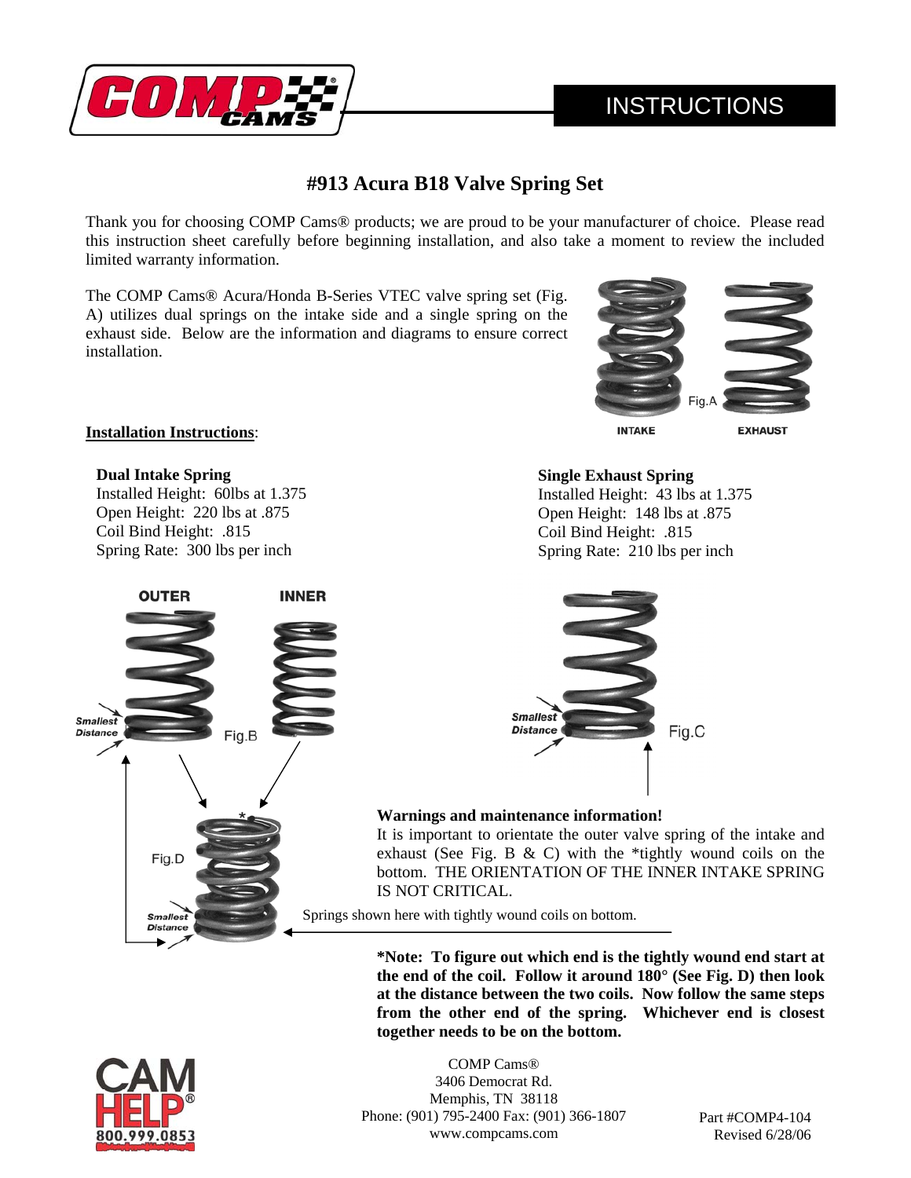# INSTRUCTIONS

## #913 Acura B18 Valve Spring Set

Thank you for choosing COMP Cams® products; we are proud to be your manufacturer of choice. Please read this instruction sheet carefully before beginning installation, and also take a moment to review the included limited warranty information.

The COMP Cams® Acura/Honda B-Series VTEC valve spring set (Fig. A) utilizes dual springs on the intake side and a single spring on the exhaust side. Below are the information and diagrams to ensure correct installation.

Fig.A

INTAKE EXHAUST

**Installation Instructions**:

**Dual Intake Spring**
Installed Height: 60lbs at 1.375
Open Height: 220 lbs at .875
Coil Bind Height: .815
Spring Rate: 300 lbs per inch

**Single Exhaust Spring**
Installed Height: 43 lbs at 1.375
Open Height: 148 lbs at .875
Coil Bind Height: .815
Spring Rate: 210 lbs per inch

OUTER INNER

Smallest Distance Fig.B

Smallest Distance Fig.C

Fig.D

Smallest Distance

**Warnings and maintenance information!**
It is important to orientate the outer valve spring of the intake and exhaust (See Fig. B & C) with the *tightly wound coils on the bottom. THE ORIENTATION OF THE INNER INTAKE SPRING IS NOT CRITICAL.

Springs shown here with tightly wound coils on bottom.

***Note: To figure out which end is the tightly wound end start at the end of the coil. Follow it around 180° (See Fig. D) then look at the distance between the two coils. Now follow the same steps from the other end of the spring. Whichever end is closest together needs to be on the bottom.**

CAM HELP® 800.999.0853

COMP Cams®
3406 Democrat Rd.
Memphis, TN 38118
Phone: (901) 795-2400 Fax: (901) 366-1807
www.compcams.com

Part #COMP4-104
Revised 6/28/06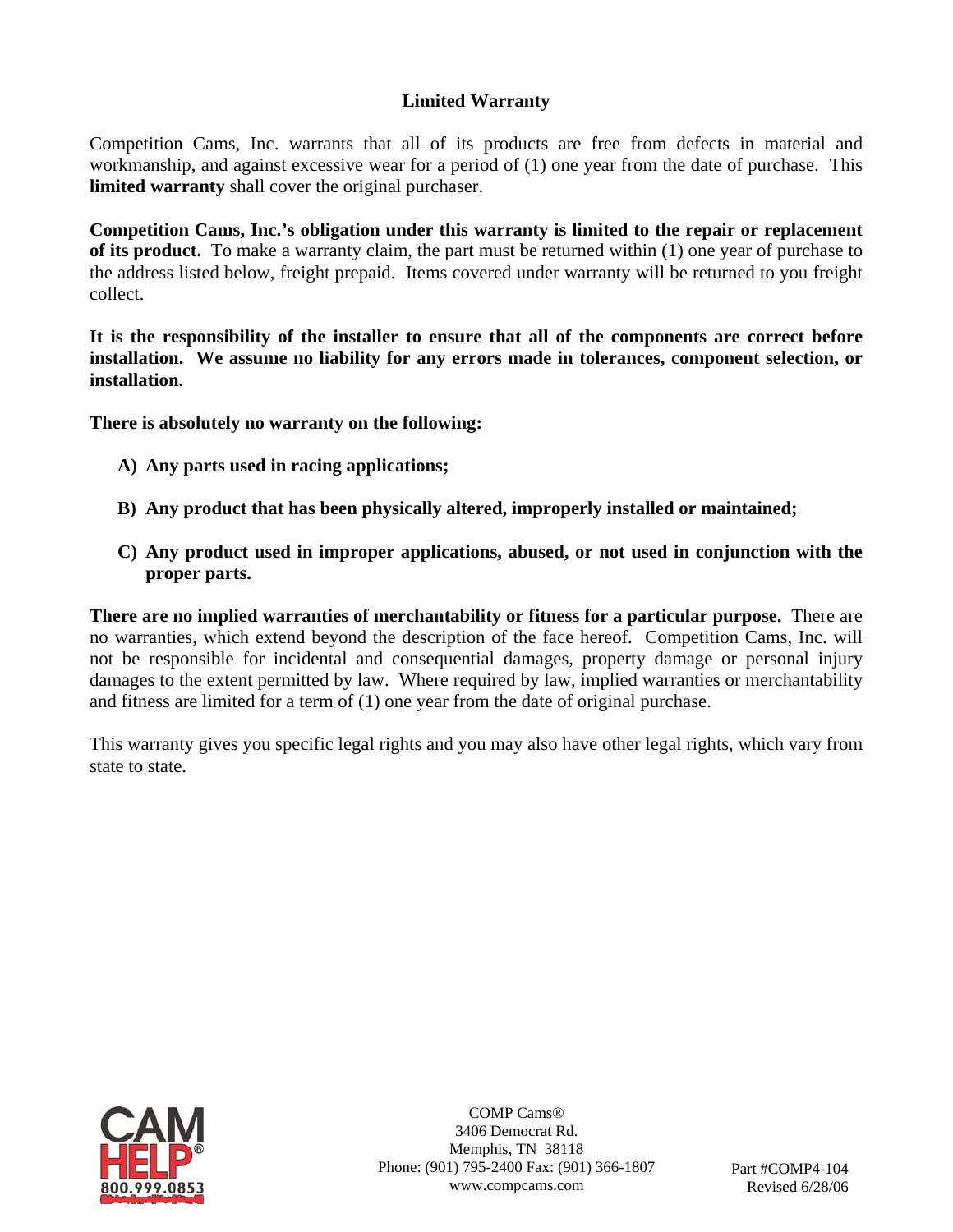## Limited Warranty

Competition Cams, Inc. warrants that all of its products are free from defects in material and workmanship, and against excessive wear for a period of (1) one year from the date of purchase. This **limited warranty** shall cover the original purchaser.

**Competition Cams, Inc.'s obligation under this warranty is limited to the repair or replacement of its product.** To make a warranty claim, the part must be returned within (1) one year of purchase to the address listed below, freight prepaid. Items covered under warranty will be returned to you freight collect.

**It is the responsibility of the installer to ensure that all of the components are correct before installation. We assume no liability for any errors made in tolerances, component selection, or installation.**

**There is absolutely no warranty on the following:**

- **A) Any parts used in racing applications;**
- **B) Any product that has been physically altered, improperly installed or maintained;**
- **C) Any product used in improper applications, abused, or not used in conjunction with the proper parts.**

**There are no implied warranties of merchantability or fitness for a particular purpose.** There are no warranties, which extend beyond the description of the face hereof. Competition Cams, Inc. will not be responsible for incidental and consequential damages, property damage or personal injury damages to the extent permitted by law. Where required by law, implied warranties or merchantability and fitness are limited for a term of (1) one year from the date of original purchase.

This warranty gives you specific legal rights and you may also have other legal rights, which vary from state to state.

CAM HELP®
800.999.0853

COMP Cams®
3406 Democrat Rd.
Memphis, TN 38118
Phone: (901) 795-2400 Fax: (901) 366-1807
www.compcams.com

Part #COMP4-104
Revised 6/28/06